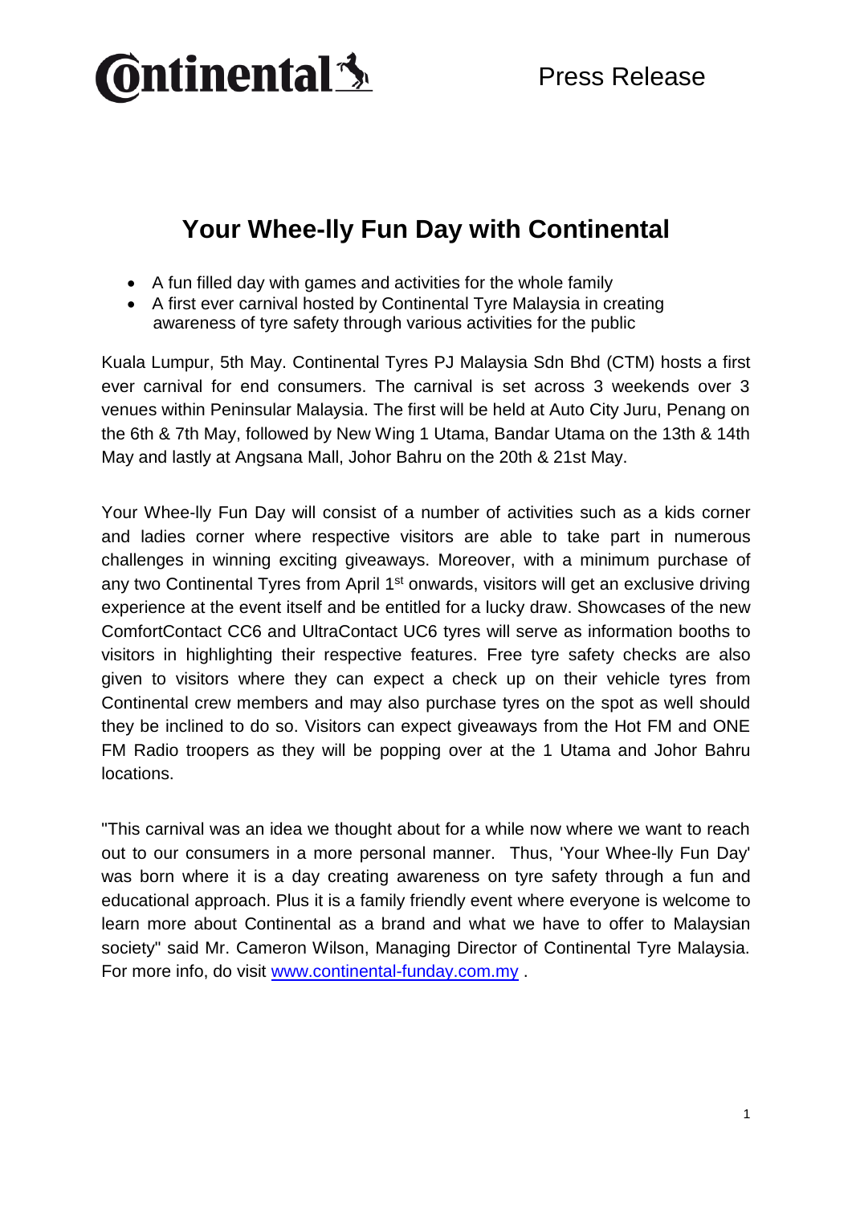Continental

Press Release

# Your Whee-lly Fun Day with Continental

- A fun filled day with games and activities for the whole family
- A first ever carnival hosted by Continental Tyre Malaysia in creating awareness of tyre safety through various activities for the public

Kuala Lumpur, 5th May. Continental Tyres PJ Malaysia Sdn Bhd (CTM) hosts a first ever carnival for end consumers. The carnival is set across 3 weekends over 3 venues within Peninsular Malaysia. The first will be held at Auto City Juru, Penang on the 6th & 7th May, followed by New Wing 1 Utama, Bandar Utama on the 13th & 14th May and lastly at Angsana Mall, Johor Bahru on the 20th & 21st May.

Your Whee-lly Fun Day will consist of a number of activities such as a kids corner and ladies corner where respective visitors are able to take part in numerous challenges in winning exciting giveaways. Moreover, with a minimum purchase of any two Continental Tyres from April 1st onwards, visitors will get an exclusive driving experience at the event itself and be entitled for a lucky draw. Showcases of the new ComfortContact CC6 and UltraContact UC6 tyres will serve as information booths to visitors in highlighting their respective features. Free tyre safety checks are also given to visitors where they can expect a check up on their vehicle tyres from Continental crew members and may also purchase tyres on the spot as well should they be inclined to do so. Visitors can expect giveaways from the Hot FM and ONE FM Radio troopers as they will be popping over at the 1 Utama and Johor Bahru locations.

"This carnival was an idea we thought about for a while now where we want to reach out to our consumers in a more personal manner. Thus, 'Your Whee-lly Fun Day' was born where it is a day creating awareness on tyre safety through a fun and educational approach. Plus it is a family friendly event where everyone is welcome to learn more about Continental as a brand and what we have to offer to Malaysian society" said Mr. Cameron Wilson, Managing Director of Continental Tyre Malaysia. For more info, do visit [www.continental-funday.com.my](http://www.continental-funday.com.my) .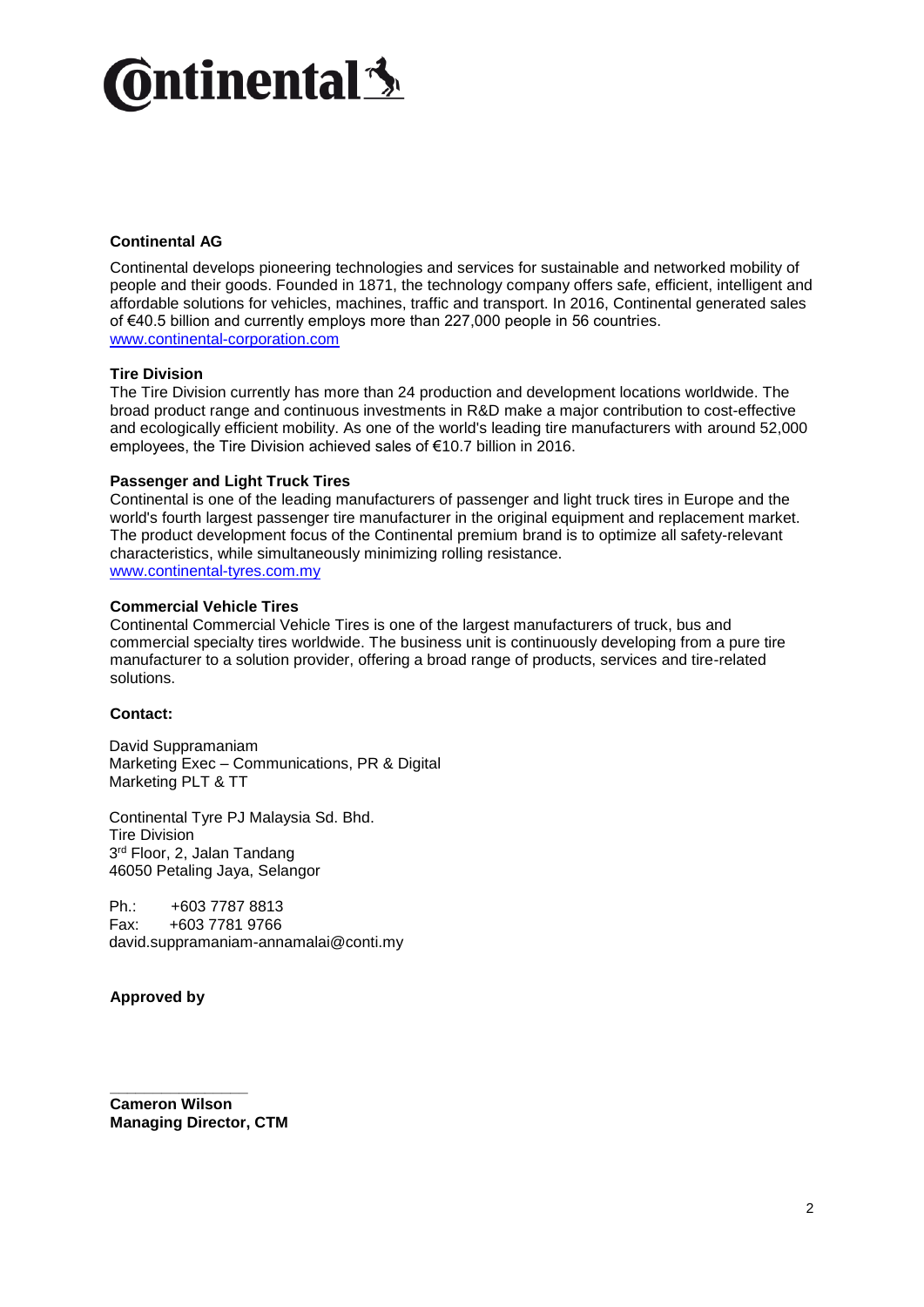**Ontinental**

**Continental AG**

Continental develops pioneering technologies and services for sustainable and networked mobility of people and their goods. Founded in 1871, the technology company offers safe, efficient, intelligent and affordable solutions for vehicles, machines, traffic and transport. In 2016, Continental generated sales of €40.5 billion and currently employs more than 227,000 people in 56 countries.
www.continental-corporation.com

**Tire Division**

The Tire Division currently has more than 24 production and development locations worldwide. The broad product range and continuous investments in R&D make a major contribution to cost-effective and ecologically efficient mobility. As one of the world's leading tire manufacturers with around 52,000 employees, the Tire Division achieved sales of €10.7 billion in 2016.

**Passenger and Light Truck Tires**

Continental is one of the leading manufacturers of passenger and light truck tires in Europe and the world's fourth largest passenger tire manufacturer in the original equipment and replacement market. The product development focus of the Continental premium brand is to optimize all safety-relevant characteristics, while simultaneously minimizing rolling resistance.
www.continental-tyres.com.my

**Commercial Vehicle Tires**

Continental Commercial Vehicle Tires is one of the largest manufacturers of truck, bus and commercial specialty tires worldwide. The business unit is continuously developing from a pure tire manufacturer to a solution provider, offering a broad range of products, services and tire-related solutions.

**Contact:**

David Suppramaniam
Marketing Exec – Communications, PR & Digital
Marketing PLT & TT

Continental Tyre PJ Malaysia Sd. Bhd.
Tire Division
3rd Floor, 2, Jalan Tandang
46050 Petaling Jaya, Selangor

Ph.: +603 7787 8813
Fax: +603 7781 9766
david.suppramaniam-annamalai@conti.my

**Approved by**

_______________
**Cameron Wilson**
**Managing Director, CTM**